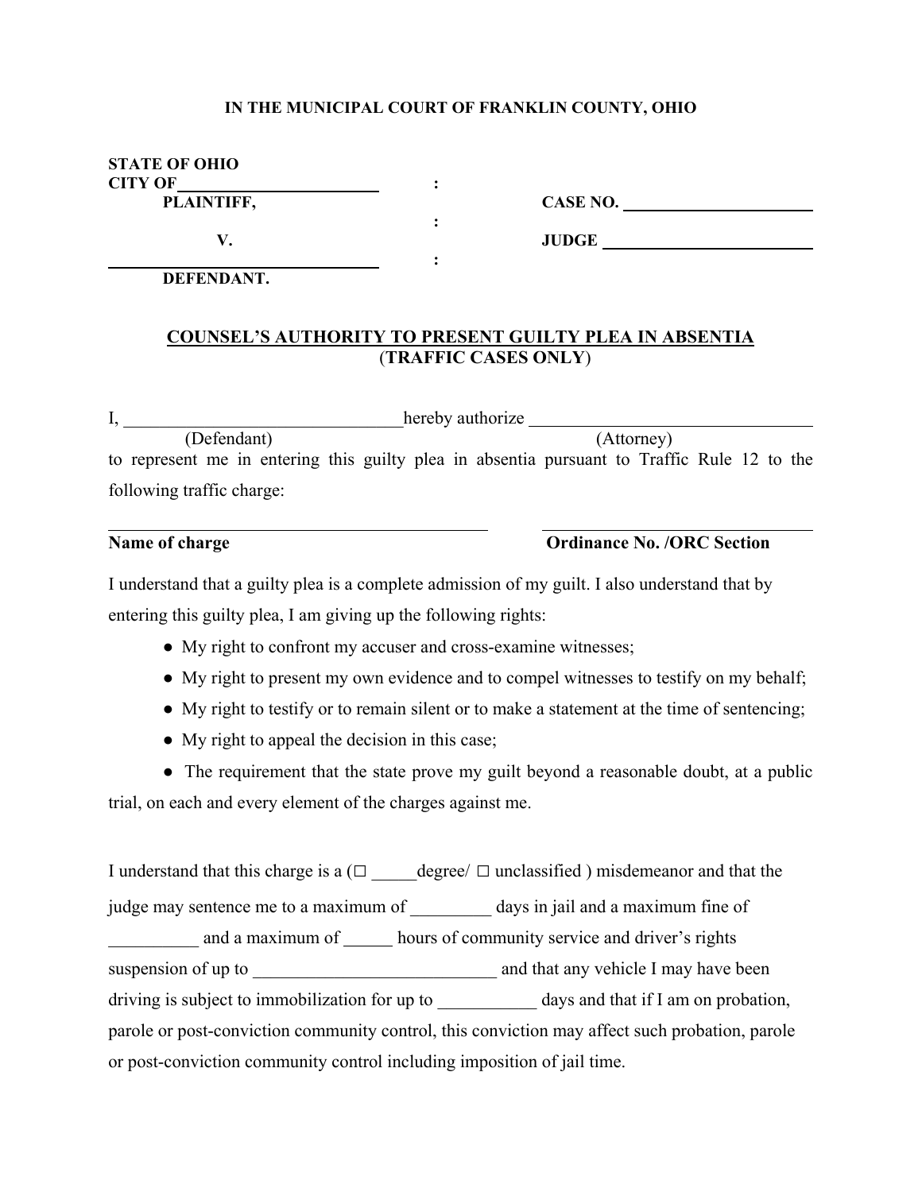**IN THE MUNICIPAL COURT OF FRANKLIN COUNTY, OHIO**

**STATE OF OHIO**
**CITY OF ______________________** :
**PLAINTIFF,** : **CASE NO. ______________________**
**V.** : **JUDGE ______________________**
**______________________________**
**DEFENDANT.**

## COUNSEL'S AUTHORITY TO PRESENT GUILTY PLEA IN ABSENTIA
**(TRAFFIC CASES ONLY)**

I, ______________________________ hereby authorize ______________________________
(Defendant) (Attorney)
to represent me in entering this guilty plea in absentia pursuant to Traffic Rule 12 to the following traffic charge:

______________________________________ ______________________________
**Name of charge** **Ordinance No. /ORC Section**

I understand that a guilty plea is a complete admission of my guilt. I also understand that by entering this guilty plea, I am giving up the following rights:

- My right to confront my accuser and cross-examine witnesses;
- My right to present my own evidence and to compel witnesses to testify on my behalf;
- My right to testify or to remain silent or to make a statement at the time of sentencing;
- My right to appeal the decision in this case;
- The requirement that the state prove my guilt beyond a reasonable doubt, at a public trial, on each and every element of the charges against me.

I understand that this charge is a (☐ _____degree/ ☐ unclassified ) misdemeanor and that the judge may sentence me to a maximum of _________ days in jail and a maximum fine of __________ and a maximum of ______ hours of community service and driver's rights suspension of up to ___________________________ and that any vehicle I may have been driving is subject to immobilization for up to ___________ days and that if I am on probation, parole or post-conviction community control, this conviction may affect such probation, parole or post-conviction community control including imposition of jail time.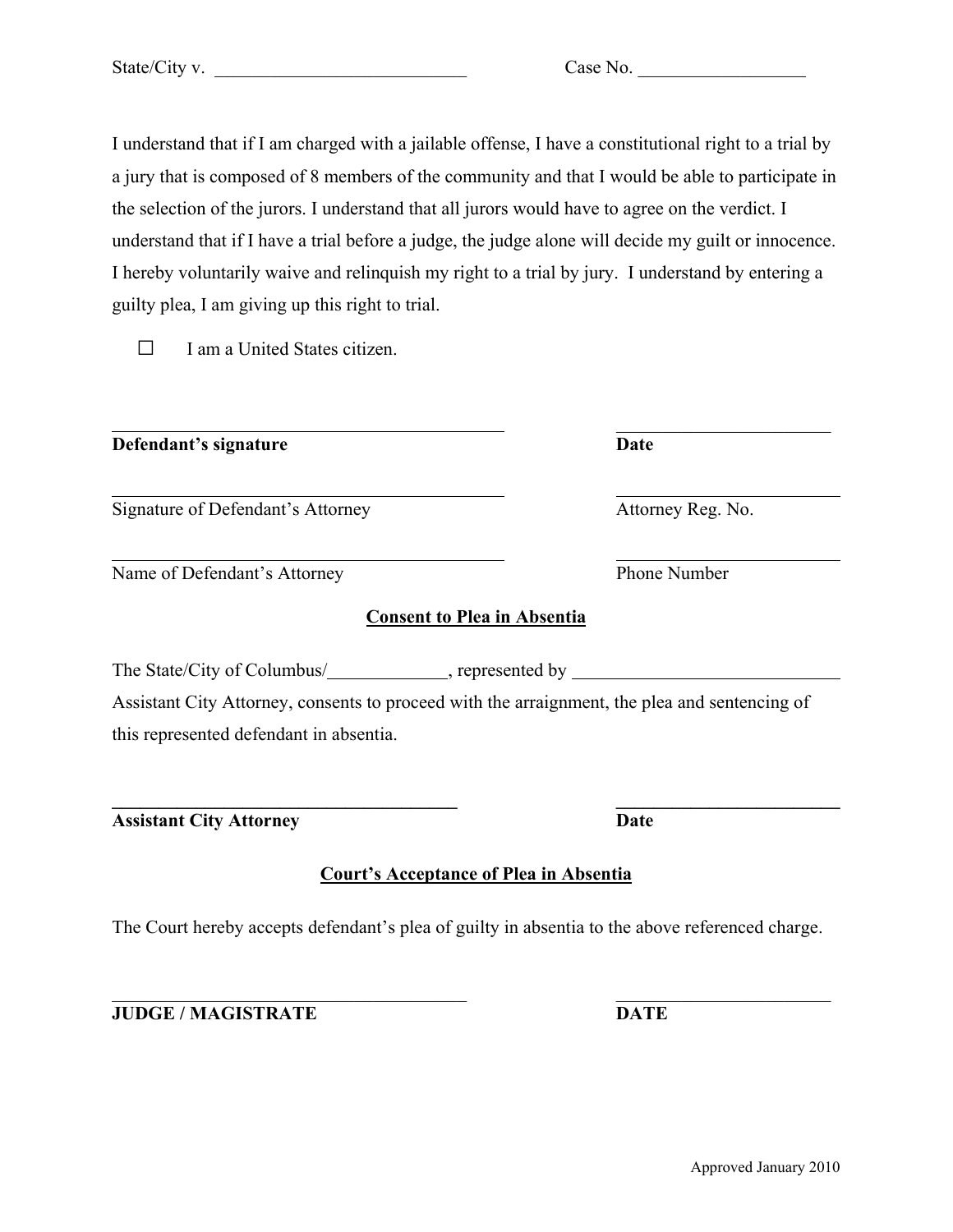State/City v. ___________________________ Case No. __________________

I understand that if I am charged with a jailable offense, I have a constitutional right to a trial by a jury that is composed of 8 members of the community and that I would be able to participate in the selection of the jurors. I understand that all jurors would have to agree on the verdict. I understand that if I have a trial before a judge, the judge alone will decide my guilt or innocence. I hereby voluntarily waive and relinquish my right to a trial by jury. I understand by entering a guilty plea, I am giving up this right to trial.

☐ I am a United States citizen.

___________________________________________ ________________________

**Defendant's signature** **Date**

___________________________________________ ________________________

Signature of Defendant's Attorney Attorney Reg. No.

___________________________________________ ________________________

Name of Defendant's Attorney Phone Number

**Consent to Plea in Absentia**

The State/City of Columbus/_____________, represented by _____________________________ Assistant City Attorney, consents to proceed with the arraignment, the plea and sentencing of this represented defendant in absentia.

______________________________________ ________________________

**Assistant City Attorney** **Date**

**Court's Acceptance of Plea in Absentia**

The Court hereby accepts defendant's plea of guilty in absentia to the above referenced charge.

_______________________________________ ________________________

**JUDGE / MAGISTRATE** **DATE**

Approved January 2010